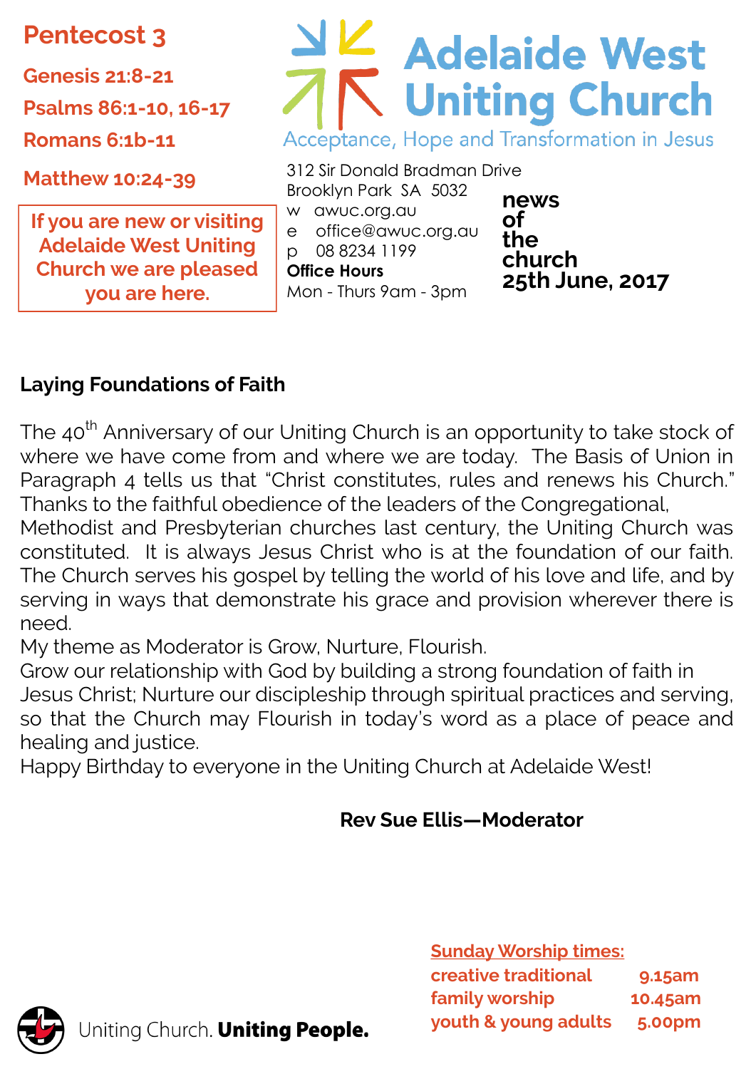**Pentecost 3**

**Genesis 21:8-21**

**Psalms 86:1-10, 16-17**

**Romans 6:1b-11**

**Matthew 10:24-39**

**If you are new or visiting Adelaide West Uniting Church we are pleased you are here.**

# Adelaide West Uniting Church

Acceptance, Hope and Transformation in Jesus

312 Sir Donald Bradman Drive
Brooklyn Park SA 5032
w awuc.org.au
e office@awuc.org.au
p 08 8234 1199
**Office Hours**
Mon - Thurs 9am - 3pm

**news of the church**
**25th June, 2017**

### Laying Foundations of Faith

The 40th Anniversary of our Uniting Church is an opportunity to take stock of where we have come from and where we are today. The Basis of Union in Paragraph 4 tells us that "Christ constitutes, rules and renews his Church." Thanks to the faithful obedience of the leaders of the Congregational, Methodist and Presbyterian churches last century, the Uniting Church was constituted. It is always Jesus Christ who is at the foundation of our faith. The Church serves his gospel by telling the world of his love and life, and by serving in ways that demonstrate his grace and provision wherever there is need.

My theme as Moderator is Grow, Nurture, Flourish.

Grow our relationship with God by building a strong foundation of faith in Jesus Christ; Nurture our discipleship through spiritual practices and serving, so that the Church may Flourish in today's word as a place of peace and healing and justice.

Happy Birthday to everyone in the Uniting Church at Adelaide West!

**Rev Sue Ellis—Moderator**

**Sunday Worship times:**

| | |
|---|---|
| creative traditional | 9.15am |
| family worship | 10.45am |
| youth & young adults | 5.00pm |

Uniting Church. **Uniting People.**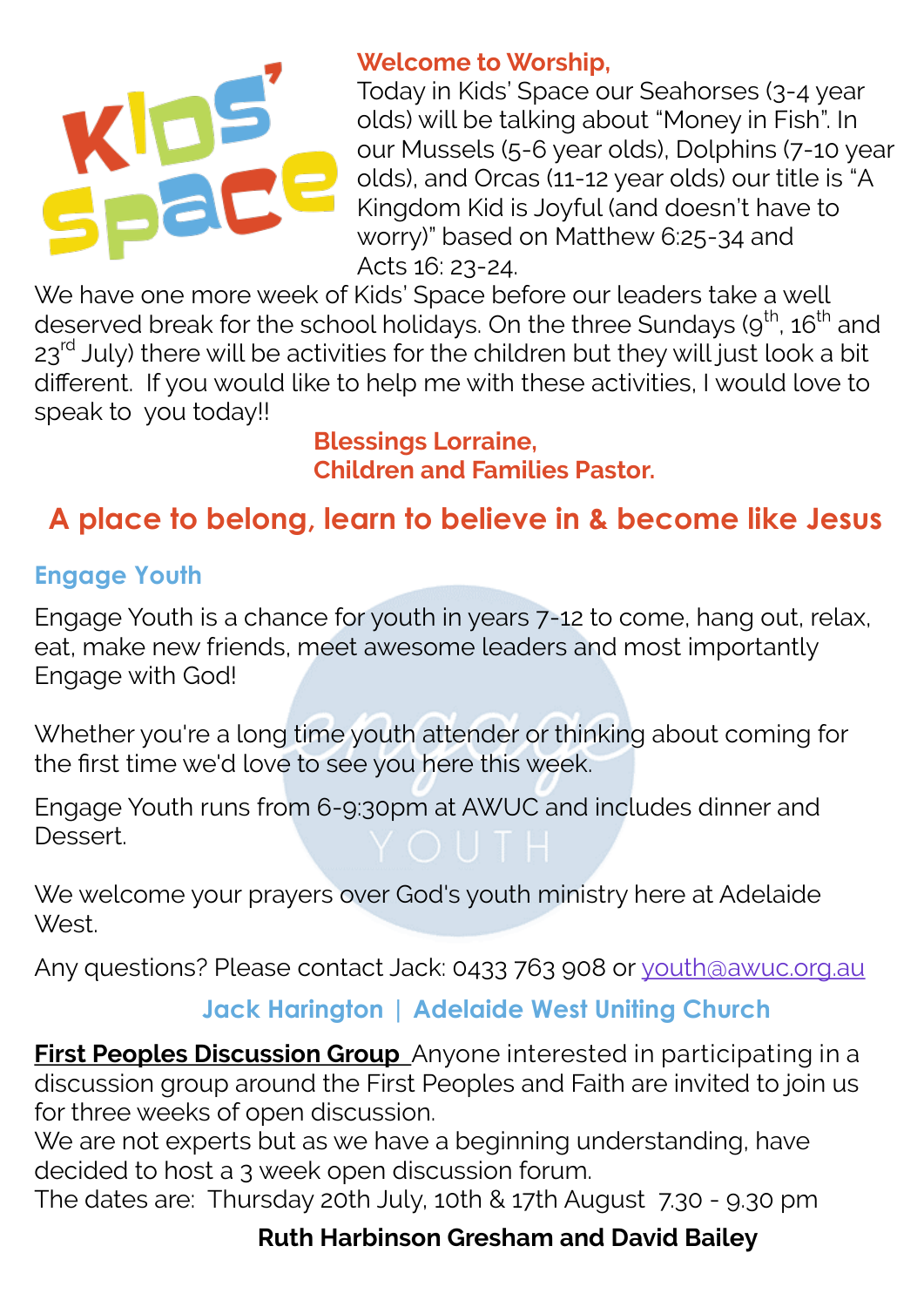**Welcome to Worship,**

Today in Kids' Space our Seahorses (3-4 year olds) will be talking about "Money in Fish". In our Mussels (5-6 year olds), Dolphins (7-10 year olds), and Orcas (11-12 year olds) our title is "A Kingdom Kid is Joyful (and doesn't have to worry)" based on Matthew 6:25-34 and Acts 16: 23-24.

We have one more week of Kids' Space before our leaders take a well deserved break for the school holidays. On the three Sundays (9th, 16th and 23rd July) there will be activities for the children but they will just look a bit different. If you would like to help me with these activities, I would love to speak to you today!!

**Blessings Lorraine,**
**Children and Families Pastor.**

## A place to belong, learn to believe in & become like Jesus

### Engage Youth

Engage Youth is a chance for youth in years 7-12 to come, hang out, relax, eat, make new friends, meet awesome leaders and most importantly Engage with God!

Whether you're a long time youth attender or thinking about coming for the first time we'd love to see you here this week.

Engage Youth runs from 6-9:30pm at AWUC and includes dinner and Dessert.

We welcome your prayers over God's youth ministry here at Adelaide West.

Any questions? Please contact Jack: 0433 763 908 or youth@awuc.org.au

**Jack Harington | Adelaide West Uniting Church**

**First Peoples Discussion Group** Anyone interested in participating in a discussion group around the First Peoples and Faith are invited to join us for three weeks of open discussion.
We are not experts but as we have a beginning understanding, have decided to host a 3 week open discussion forum.
The dates are: Thursday 20th July, 10th & 17th August 7.30 - 9.30 pm

**Ruth Harbinson Gresham and David Bailey**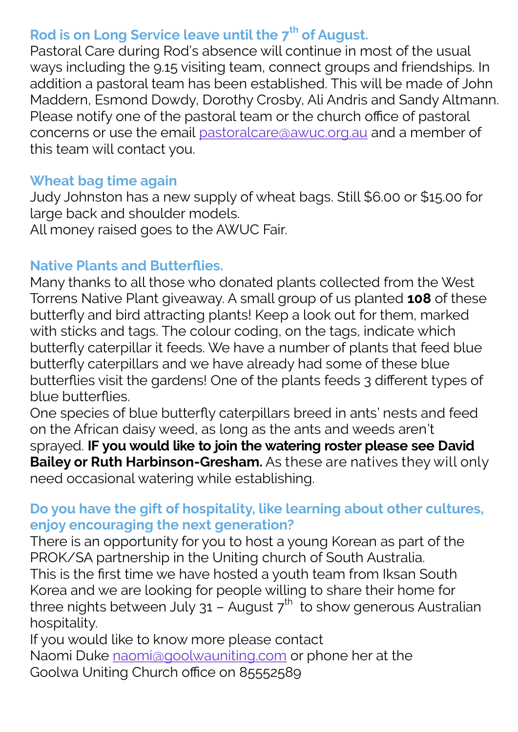### Rod is on Long Service leave until the 7th of August.

Pastoral Care during Rod's absence will continue in most of the usual ways including the 9.15 visiting team, connect groups and friendships. In addition a pastoral team has been established. This will be made of John Maddern, Esmond Dowdy, Dorothy Crosby, Ali Andris and Sandy Altmann. Please notify one of the pastoral team or the church office of pastoral concerns or use the email pastoralcare@awuc.org.au and a member of this team will contact you.

### Wheat bag time again

Judy Johnston has a new supply of wheat bags. Still $6.00 or $15.00 for large back and shoulder models.
All money raised goes to the AWUC Fair.

### Native Plants and Butterflies.

Many thanks to all those who donated plants collected from the West Torrens Native Plant giveaway. A small group of us planted **108** of these butterfly and bird attracting plants! Keep a look out for them, marked with sticks and tags. The colour coding, on the tags, indicate which butterfly caterpillar it feeds. We have a number of plants that feed blue butterfly caterpillars and we have already had some of these blue butterflies visit the gardens! One of the plants feeds 3 different types of blue butterflies.
One species of blue butterfly caterpillars breed in ants' nests and feed on the African daisy weed, as long as the ants and weeds aren't sprayed. **IF you would like to join the watering roster please see David Bailey or Ruth Harbinson-Gresham.** As these are natives they will only need occasional watering while establishing.

### Do you have the gift of hospitality, like learning about other cultures, enjoy encouraging the next generation?

There is an opportunity for you to host a young Korean as part of the PROK/SA partnership in the Uniting church of South Australia.
This is the first time we have hosted a youth team from Iksan South Korea and we are looking for people willing to share their home for three nights between July 31 – August 7th to show generous Australian hospitality.
If you would like to know more please contact
Naomi Duke naomi@goolwauniting.com or phone her at the
Goolwa Uniting Church office on 85552589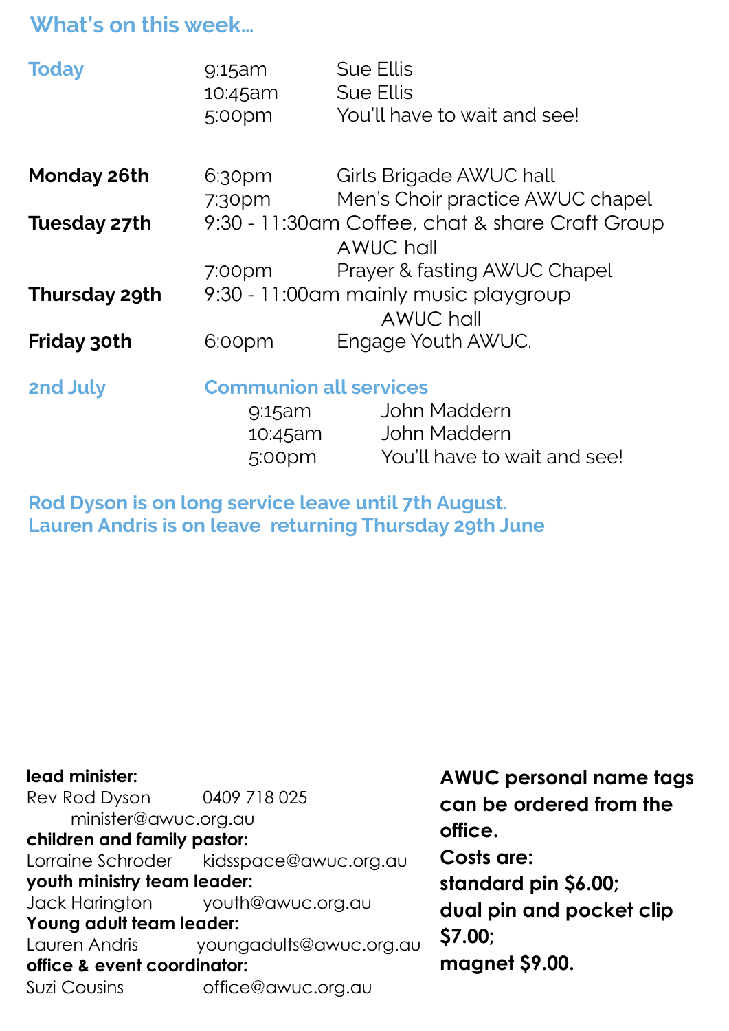## What's on this week...

| | | |
|---|---|---|
| **Today** | 9:15am | Sue Ellis |
| | 10:45am | Sue Ellis |
| | 5:00pm | You'll have to wait and see! |
| **Monday 26th** | 6:30pm | Girls Brigade AWUC hall |
| | 7:30pm | Men's Choir practice AWUC chapel |
| **Tuesday 27th** | 9:30 - 11:30am | Coffee, chat & share Craft Group AWUC hall |
| | 7:00pm | Prayer & fasting AWUC Chapel |
| **Thursday 29th** | 9:30 - 11:00am | mainly music playgroup AWUC hall |
| **Friday 30th** | 6:00pm | Engage Youth AWUC. |

**2nd July** — **Communion all services**

| | |
|---|---|
| 9:15am | John Maddern |
| 10:45am | John Maddern |
| 5:00pm | You'll have to wait and see! |

**Rod Dyson is on long service leave until 7th August.**
**Lauren Andris is on leave returning Thursday 29th June**

**lead minister:**
Rev Rod Dyson 0409 718 025
minister@awuc.org.au
**children and family pastor:**
Lorraine Schroder kidsspace@awuc.org.au
**youth ministry team leader:**
Jack Harington youth@awuc.org.au
**Young adult team leader:**
Lauren Andris youngadults@awuc.org.au
**office & event coordinator:**
Suzi Cousins office@awuc.org.au

**AWUC personal name tags can be ordered from the office.**
**Costs are:**
**standard pin $6.00;**
**dual pin and pocket clip $7.00;**
**magnet $9.00.**